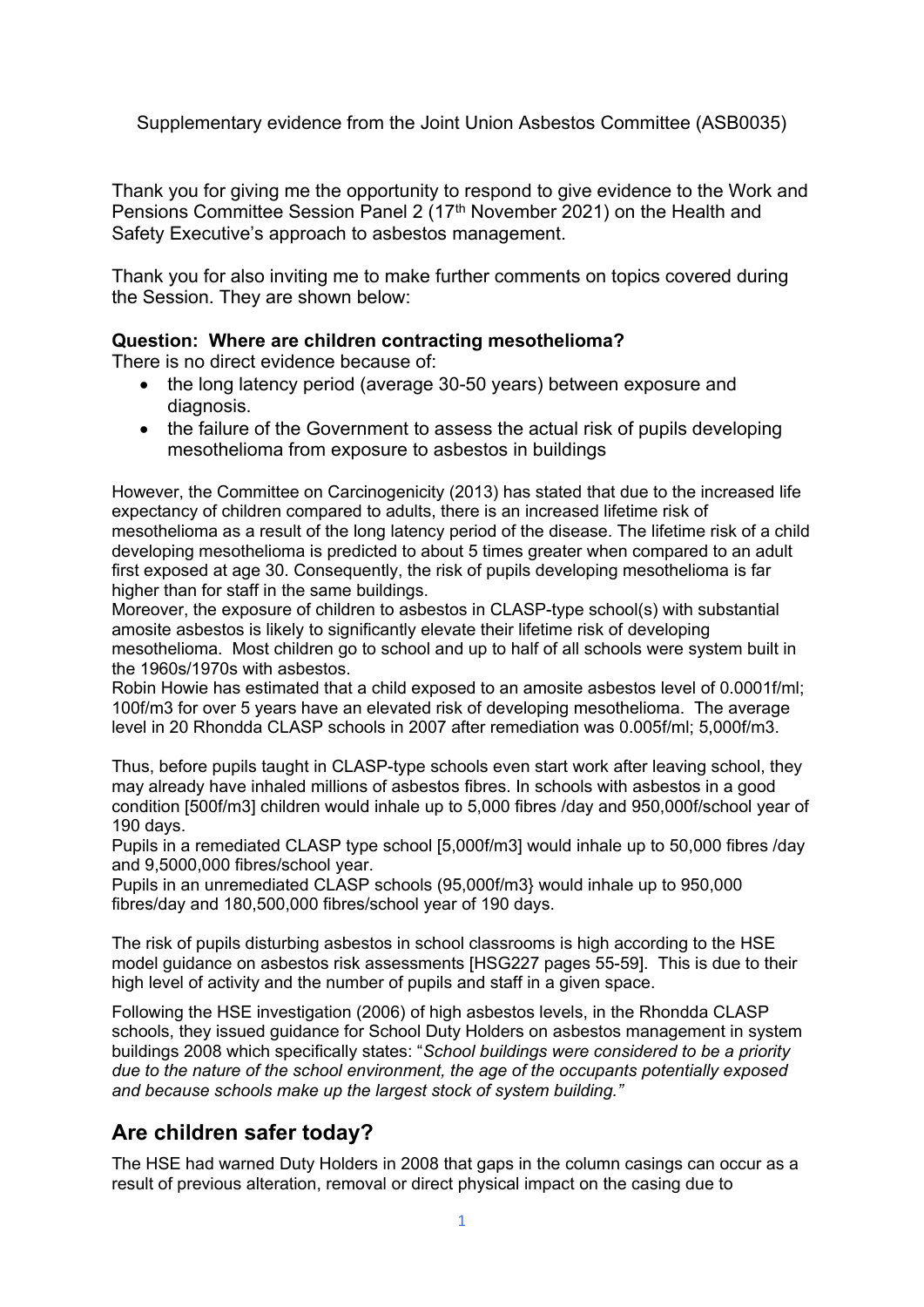Supplementary evidence from the Joint Union Asbestos Committee (ASB0035)

Thank you for giving me the opportunity to respond to give evidence to the Work and Pensions Committee Session Panel 2 (17th November 2021) on the Health and Safety Executive's approach to asbestos management.

Thank you for also inviting me to make further comments on topics covered during the Session. They are shown below:

**Question: Where are children contracting mesothelioma?**

There is no direct evidence because of:

- the long latency period (average 30-50 years) between exposure and diagnosis.
- the failure of the Government to assess the actual risk of pupils developing mesothelioma from exposure to asbestos in buildings

However, the Committee on Carcinogenicity (2013) has stated that due to the increased life expectancy of children compared to adults, there is an increased lifetime risk of mesothelioma as a result of the long latency period of the disease. The lifetime risk of a child developing mesothelioma is predicted to about 5 times greater when compared to an adult first exposed at age 30. Consequently, the risk of pupils developing mesothelioma is far higher than for staff in the same buildings.

Moreover, the exposure of children to asbestos in CLASP-type school(s) with substantial amosite asbestos is likely to significantly elevate their lifetime risk of developing mesothelioma. Most children go to school and up to half of all schools were system built in the 1960s/1970s with asbestos.

Robin Howie has estimated that a child exposed to an amosite asbestos level of 0.0001f/ml; 100f/m3 for over 5 years have an elevated risk of developing mesothelioma. The average level in 20 Rhondda CLASP schools in 2007 after remediation was 0.005f/ml; 5,000f/m3.

Thus, before pupils taught in CLASP-type schools even start work after leaving school, they may already have inhaled millions of asbestos fibres. In schools with asbestos in a good condition [500f/m3] children would inhale up to 5,000 fibres /day and 950,000f/school year of 190 days.

Pupils in a remediated CLASP type school [5,000f/m3] would inhale up to 50,000 fibres /day and 9,5000,000 fibres/school year.

Pupils in an unremediated CLASP schools (95,000f/m3} would inhale up to 950,000 fibres/day and 180,500,000 fibres/school year of 190 days.

The risk of pupils disturbing asbestos in school classrooms is high according to the HSE model guidance on asbestos risk assessments [HSG227 pages 55-59]. This is due to their high level of activity and the number of pupils and staff in a given space.

Following the HSE investigation (2006) of high asbestos levels, in the Rhondda CLASP schools, they issued guidance for School Duty Holders on asbestos management in system buildings 2008 which specifically states: "*School buildings were considered to be a priority due to the nature of the school environment, the age of the occupants potentially exposed and because schools make up the largest stock of system building.*"

## Are children safer today?

The HSE had warned Duty Holders in 2008 that gaps in the column casings can occur as a result of previous alteration, removal or direct physical impact on the casing due to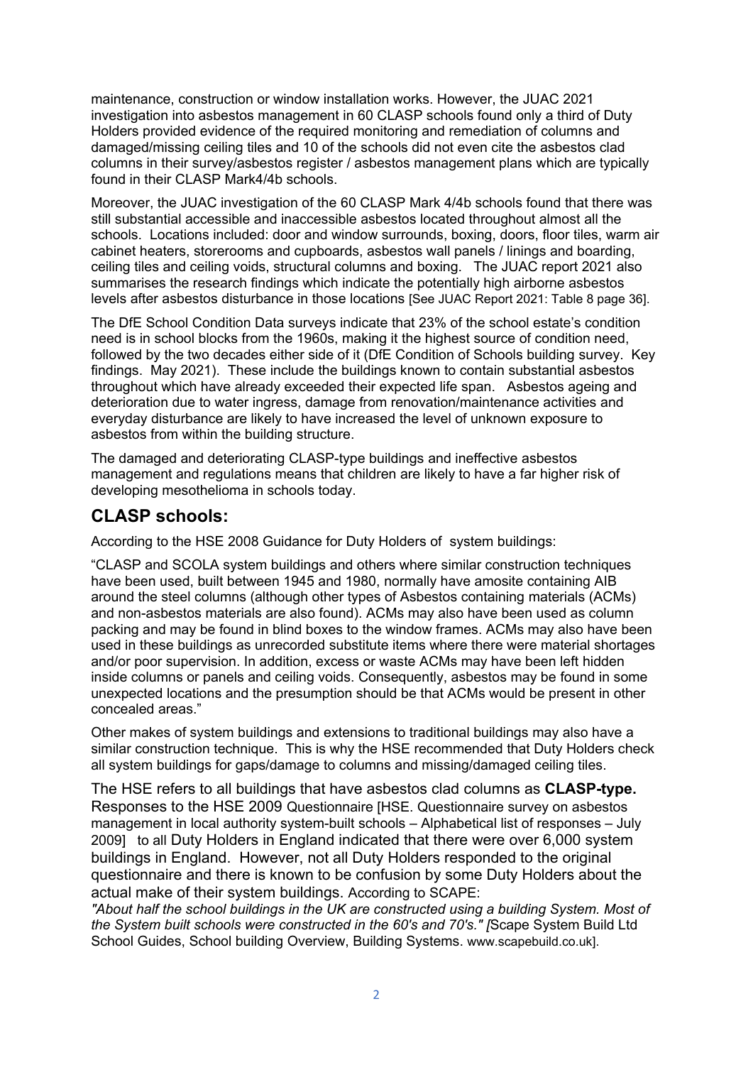maintenance, construction or window installation works. However, the JUAC 2021 investigation into asbestos management in 60 CLASP schools found only a third of Duty Holders provided evidence of the required monitoring and remediation of columns and damaged/missing ceiling tiles and 10 of the schools did not even cite the asbestos clad columns in their survey/asbestos register / asbestos management plans which are typically found in their CLASP Mark4/4b schools.

Moreover, the JUAC investigation of the 60 CLASP Mark 4/4b schools found that there was still substantial accessible and inaccessible asbestos located throughout almost all the schools. Locations included: door and window surrounds, boxing, doors, floor tiles, warm air cabinet heaters, storerooms and cupboards, asbestos wall panels / linings and boarding, ceiling tiles and ceiling voids, structural columns and boxing. The JUAC report 2021 also summarises the research findings which indicate the potentially high airborne asbestos levels after asbestos disturbance in those locations [See JUAC Report 2021: Table 8 page 36].

The DfE School Condition Data surveys indicate that 23% of the school estate's condition need is in school blocks from the 1960s, making it the highest source of condition need, followed by the two decades either side of it (DfE Condition of Schools building survey. Key findings. May 2021). These include the buildings known to contain substantial asbestos throughout which have already exceeded their expected life span. Asbestos ageing and deterioration due to water ingress, damage from renovation/maintenance activities and everyday disturbance are likely to have increased the level of unknown exposure to asbestos from within the building structure.

The damaged and deteriorating CLASP-type buildings and ineffective asbestos management and regulations means that children are likely to have a far higher risk of developing mesothelioma in schools today.

## CLASP schools:

According to the HSE 2008 Guidance for Duty Holders of system buildings:

"CLASP and SCOLA system buildings and others where similar construction techniques have been used, built between 1945 and 1980, normally have amosite containing AIB around the steel columns (although other types of Asbestos containing materials (ACMs) and non-asbestos materials are also found). ACMs may also have been used as column packing and may be found in blind boxes to the window frames. ACMs may also have been used in these buildings as unrecorded substitute items where there were material shortages and/or poor supervision. In addition, excess or waste ACMs may have been left hidden inside columns or panels and ceiling voids. Consequently, asbestos may be found in some unexpected locations and the presumption should be that ACMs would be present in other concealed areas."

Other makes of system buildings and extensions to traditional buildings may also have a similar construction technique. This is why the HSE recommended that Duty Holders check all system buildings for gaps/damage to columns and missing/damaged ceiling tiles.

The HSE refers to all buildings that have asbestos clad columns as **CLASP-type.** Responses to the HSE 2009 Questionnaire [HSE. Questionnaire survey on asbestos management in local authority system-built schools – Alphabetical list of responses – July 2009] to all Duty Holders in England indicated that there were over 6,000 system buildings in England. However, not all Duty Holders responded to the original questionnaire and there is known to be confusion by some Duty Holders about the actual make of their system buildings. According to SCAPE:
*"About half the school buildings in the UK are constructed using a building System. Most of the System built schools were constructed in the 60's and 70's." [*Scape System Build Ltd School Guides, School building Overview, Building Systems. www.scapebuild.co.uk].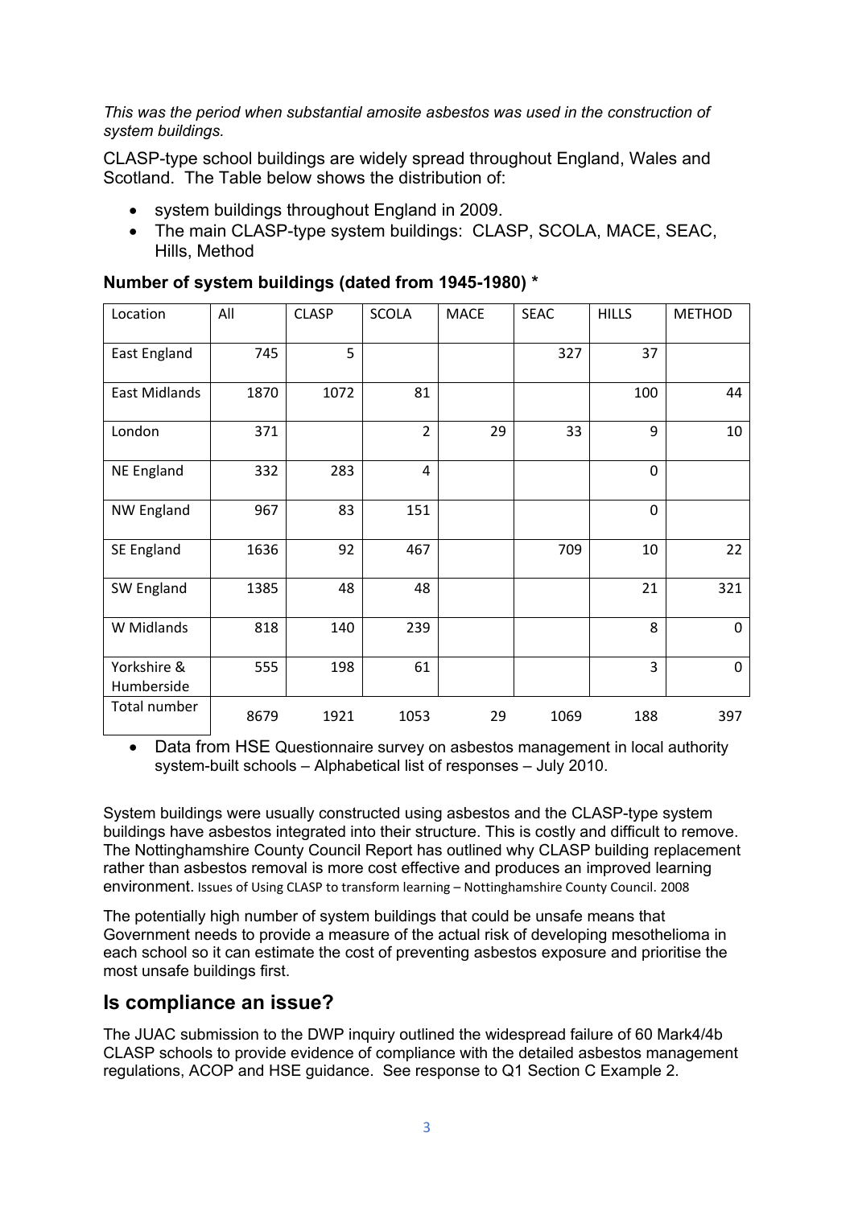*This was the period when substantial amosite asbestos was used in the construction of system buildings.*

CLASP-type school buildings are widely spread throughout England, Wales and Scotland. The Table below shows the distribution of:

- system buildings throughout England in 2009.
- The main CLASP-type system buildings: CLASP, SCOLA, MACE, SEAC, Hills, Method

**Number of system buildings (dated from 1945-1980) \***

| Location | All | CLASP | SCOLA | MACE | SEAC | HILLS | METHOD |
|---|---|---|---|---|---|---|---|
| East England | 745 | 5 | | | 327 | 37 | |
| East Midlands | 1870 | 1072 | 81 | | | 100 | 44 |
| London | 371 | | 2 | 29 | 33 | 9 | 10 |
| NE England | 332 | 283 | 4 | | | 0 | |
| NW England | 967 | 83 | 151 | | | 0 | |
| SE England | 1636 | 92 | 467 | | 709 | 10 | 22 |
| SW England | 1385 | 48 | 48 | | | 21 | 321 |
| W Midlands | 818 | 140 | 239 | | | 8 | 0 |
| Yorkshire & Humberside | 555 | 198 | 61 | | | 3 | 0 |
| Total number | 8679 | 1921 | 1053 | 29 | 1069 | 188 | 397 |

- Data from HSE Questionnaire survey on asbestos management in local authority system-built schools – Alphabetical list of responses – July 2010.

System buildings were usually constructed using asbestos and the CLASP-type system buildings have asbestos integrated into their structure. This is costly and difficult to remove. The Nottinghamshire County Council Report has outlined why CLASP building replacement rather than asbestos removal is more cost effective and produces an improved learning environment. Issues of Using CLASP to transform learning – Nottinghamshire County Council. 2008

The potentially high number of system buildings that could be unsafe means that Government needs to provide a measure of the actual risk of developing mesothelioma in each school so it can estimate the cost of preventing asbestos exposure and prioritise the most unsafe buildings first.

## Is compliance an issue?

The JUAC submission to the DWP inquiry outlined the widespread failure of 60 Mark4/4b CLASP schools to provide evidence of compliance with the detailed asbestos management regulations, ACOP and HSE guidance. See response to Q1 Section C Example 2.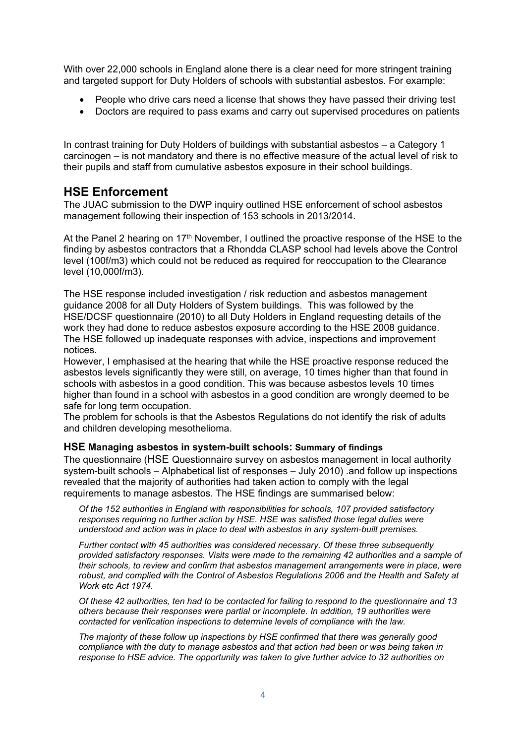With over 22,000 schools in England alone there is a clear need for more stringent training and targeted support for Duty Holders of schools with substantial asbestos. For example:

- People who drive cars need a license that shows they have passed their driving test
- Doctors are required to pass exams and carry out supervised procedures on patients

In contrast training for Duty Holders of buildings with substantial asbestos – a Category 1 carcinogen – is not mandatory and there is no effective measure of the actual level of risk to their pupils and staff from cumulative asbestos exposure in their school buildings.

## HSE Enforcement

The JUAC submission to the DWP inquiry outlined HSE enforcement of school asbestos management following their inspection of 153 schools in 2013/2014.

At the Panel 2 hearing on 17th November, I outlined the proactive response of the HSE to the finding by asbestos contractors that a Rhondda CLASP school had levels above the Control level (100f/m3) which could not be reduced as required for reoccupation to the Clearance level (10,000f/m3).

The HSE response included investigation / risk reduction and asbestos management guidance 2008 for all Duty Holders of System buildings. This was followed by the HSE/DCSF questionnaire (2010) to all Duty Holders in England requesting details of the work they had done to reduce asbestos exposure according to the HSE 2008 guidance. The HSE followed up inadequate responses with advice, inspections and improvement notices.

However, I emphasised at the hearing that while the HSE proactive response reduced the asbestos levels significantly they were still, on average, 10 times higher than that found in schools with asbestos in a good condition. This was because asbestos levels 10 times higher than found in a school with asbestos in a good condition are wrongly deemed to be safe for long term occupation.

The problem for schools is that the Asbestos Regulations do not identify the risk of adults and children developing mesothelioma.

### HSE Managing asbestos in system-built schools: Summary of findings

The questionnaire (HSE Questionnaire survey on asbestos management in local authority system-built schools – Alphabetical list of responses – July 2010) .and follow up inspections revealed that the majority of authorities had taken action to comply with the legal requirements to manage asbestos. The HSE findings are summarised below:

*Of the 152 authorities in England with responsibilities for schools, 107 provided satisfactory responses requiring no further action by HSE. HSE was satisfied those legal duties were understood and action was in place to deal with asbestos in any system-built premises.*

*Further contact with 45 authorities was considered necessary. Of these three subsequently provided satisfactory responses. Visits were made to the remaining 42 authorities and a sample of their schools, to review and confirm that asbestos management arrangements were in place, were robust, and complied with the Control of Asbestos Regulations 2006 and the Health and Safety at Work etc Act 1974.*

*Of these 42 authorities, ten had to be contacted for failing to respond to the questionnaire and 13 others because their responses were partial or incomplete. In addition, 19 authorities were contacted for verification inspections to determine levels of compliance with the law.*

*The majority of these follow up inspections by HSE confirmed that there was generally good compliance with the duty to manage asbestos and that action had been or was being taken in response to HSE advice. The opportunity was taken to give further advice to 32 authorities on*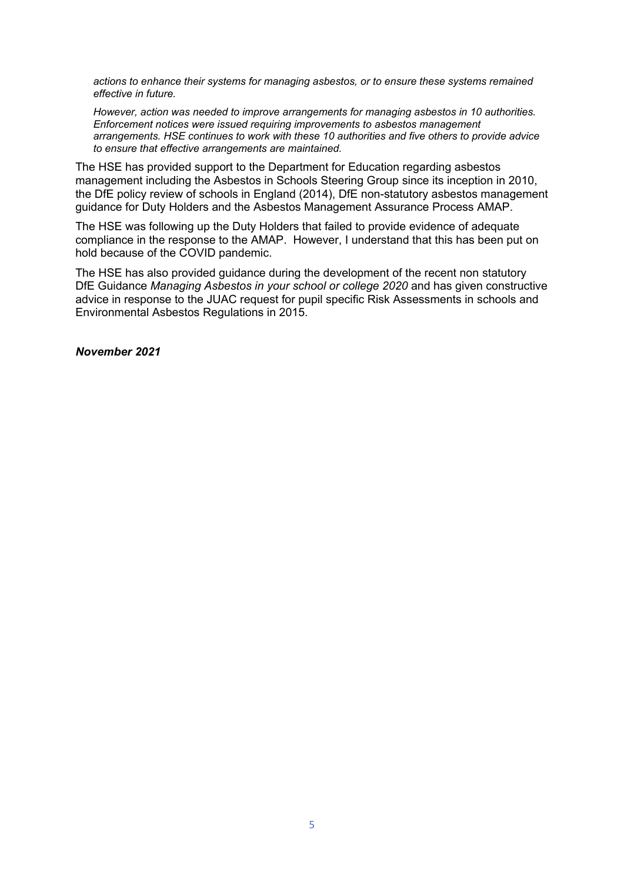*actions to enhance their systems for managing asbestos, or to ensure these systems remained effective in future.*

*However, action was needed to improve arrangements for managing asbestos in 10 authorities. Enforcement notices were issued requiring improvements to asbestos management arrangements. HSE continues to work with these 10 authorities and five others to provide advice to ensure that effective arrangements are maintained.*

The HSE has provided support to the Department for Education regarding asbestos management including the Asbestos in Schools Steering Group since its inception in 2010, the DfE policy review of schools in England (2014), DfE non-statutory asbestos management guidance for Duty Holders and the Asbestos Management Assurance Process AMAP.

The HSE was following up the Duty Holders that failed to provide evidence of adequate compliance in the response to the AMAP. However, I understand that this has been put on hold because of the COVID pandemic.

The HSE has also provided guidance during the development of the recent non statutory DfE Guidance *Managing Asbestos in your school or college 2020* and has given constructive advice in response to the JUAC request for pupil specific Risk Assessments in schools and Environmental Asbestos Regulations in 2015.

***November 2021***